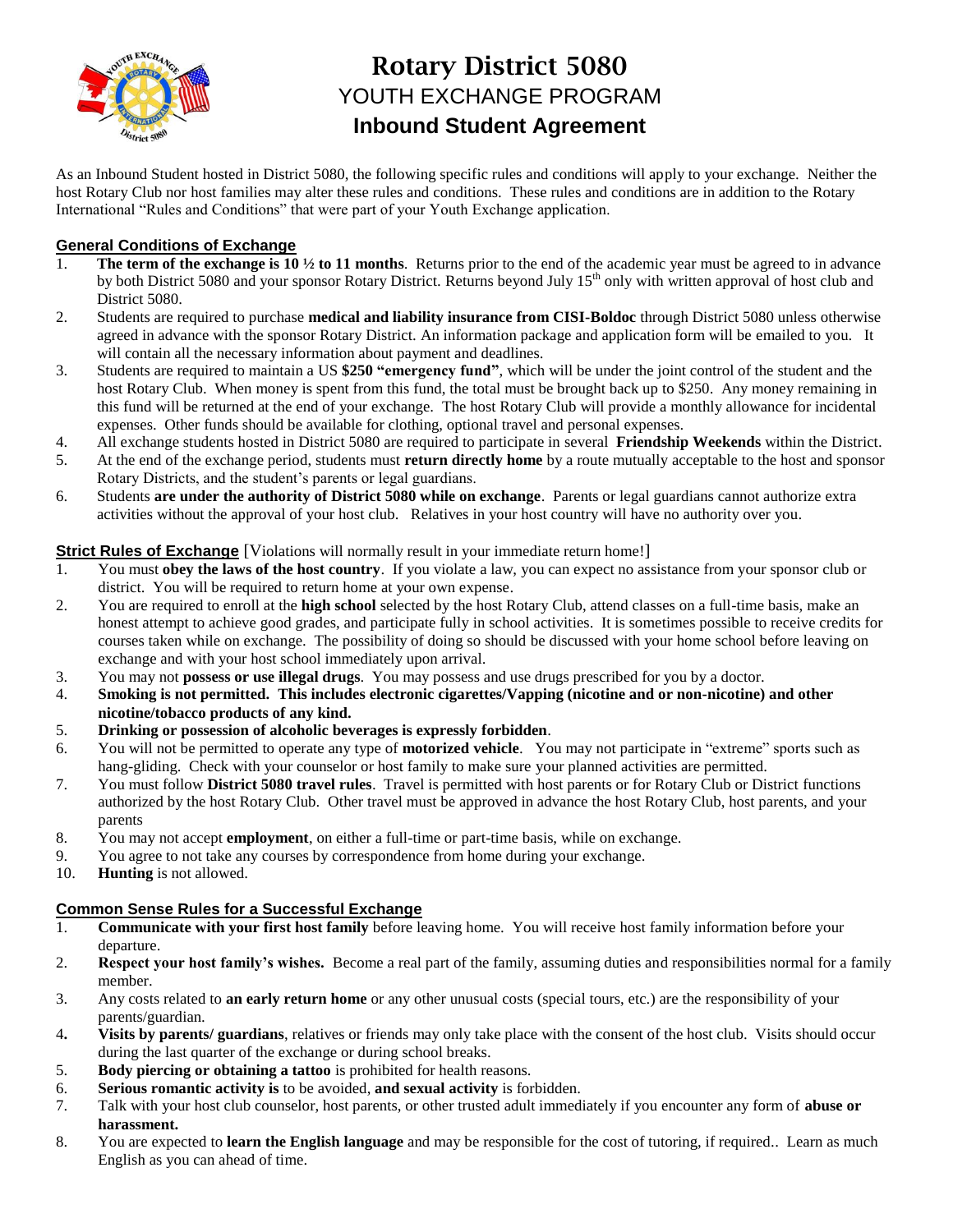# Rotary District 5080

## YOUTH EXCHANGE PROGRAM

## Inbound Student Agreement

As an Inbound Student hosted in District 5080, the following specific rules and conditions will apply to your exchange. Neither the host Rotary Club nor host families may alter these rules and conditions. These rules and conditions are in addition to the Rotary International "Rules and Conditions" that were part of your Youth Exchange application.

### General Conditions of Exchange

1. **The term of the exchange is 10 ½ to 11 months**. Returns prior to the end of the academic year must be agreed to in advance by both District 5080 and your sponsor Rotary District. Returns beyond July 15th only with written approval of host club and District 5080.
2. Students are required to purchase **medical and liability insurance from CISI-Boldoc** through District 5080 unless otherwise agreed in advance with the sponsor Rotary District. An information package and application form will be emailed to you. It will contain all the necessary information about payment and deadlines.
3. Students are required to maintain a US **$250 "emergency fund"**, which will be under the joint control of the student and the host Rotary Club. When money is spent from this fund, the total must be brought back up to $250. Any money remaining in this fund will be returned at the end of your exchange. The host Rotary Club will provide a monthly allowance for incidental expenses. Other funds should be available for clothing, optional travel and personal expenses.
4. All exchange students hosted in District 5080 are required to participate in several **Friendship Weekends** within the District.
5. At the end of the exchange period, students must **return directly home** by a route mutually acceptable to the host and sponsor Rotary Districts, and the student's parents or legal guardians.
6. Students **are under the authority of District 5080 while on exchange**. Parents or legal guardians cannot authorize extra activities without the approval of your host club. Relatives in your host country will have no authority over you.

### Strict Rules of Exchange [Violations will normally result in your immediate return home!]

1. You must **obey the laws of the host country**. If you violate a law, you can expect no assistance from your sponsor club or district. You will be required to return home at your own expense.
2. You are required to enroll at the **high school** selected by the host Rotary Club, attend classes on a full-time basis, make an honest attempt to achieve good grades, and participate fully in school activities. It is sometimes possible to receive credits for courses taken while on exchange. The possibility of doing so should be discussed with your home school before leaving on exchange and with your host school immediately upon arrival.
3. You may not **possess or use illegal drugs**. You may possess and use drugs prescribed for you by a doctor.
4. **Smoking is not permitted. This includes electronic cigarettes/Vapping (nicotine and or non-nicotine) and other nicotine/tobacco products of any kind.**
5. **Drinking or possession of alcoholic beverages is expressly forbidden**.
6. You will not be permitted to operate any type of **motorized vehicle**. You may not participate in "extreme" sports such as hang-gliding. Check with your counselor or host family to make sure your planned activities are permitted.
7. You must follow **District 5080 travel rules**. Travel is permitted with host parents or for Rotary Club or District functions authorized by the host Rotary Club. Other travel must be approved in advance the host Rotary Club, host parents, and your parents
8. You may not accept **employment**, on either a full-time or part-time basis, while on exchange.
9. You agree to not take any courses by correspondence from home during your exchange.
10. **Hunting** is not allowed.

### Common Sense Rules for a Successful Exchange

1. **Communicate with your first host family** before leaving home. You will receive host family information before your departure.
2. **Respect your host family's wishes.** Become a real part of the family, assuming duties and responsibilities normal for a family member.
3. Any costs related to **an early return home** or any other unusual costs (special tours, etc.) are the responsibility of your parents/guardian.
4. **Visits by parents/ guardians**, relatives or friends may only take place with the consent of the host club. Visits should occur during the last quarter of the exchange or during school breaks.
5. **Body piercing or obtaining a tattoo** is prohibited for health reasons.
6. **Serious romantic activity is** to be avoided, **and sexual activity** is forbidden.
7. Talk with your host club counselor, host parents, or other trusted adult immediately if you encounter any form of **abuse or harassment.**
8. You are expected to **learn the English language** and may be responsible for the cost of tutoring, if required.. Learn as much English as you can ahead of time.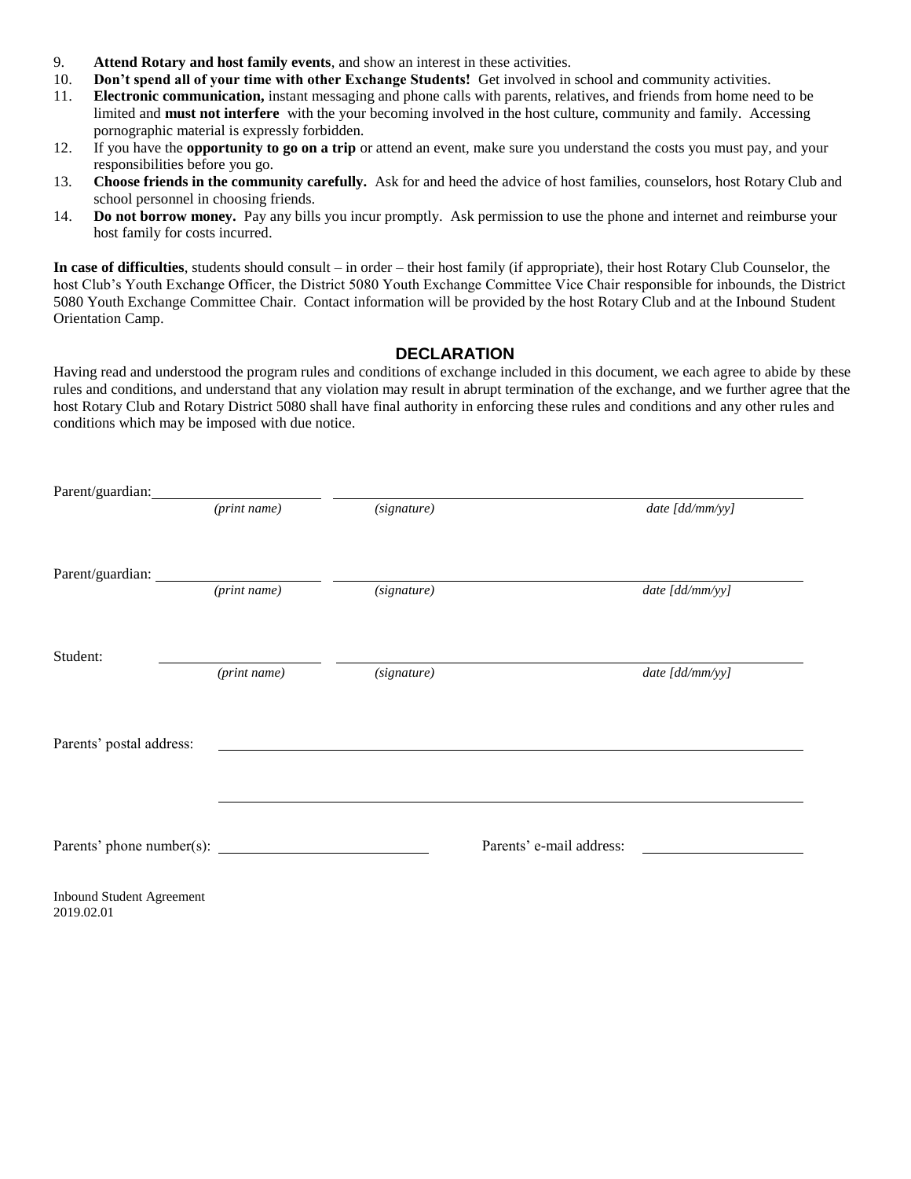9. **Attend Rotary and host family events**, and show an interest in these activities.
10. **Don't spend all of your time with other Exchange Students!** Get involved in school and community activities.
11. **Electronic communication,** instant messaging and phone calls with parents, relatives, and friends from home need to be limited and **must not interfere** with the your becoming involved in the host culture, community and family. Accessing pornographic material is expressly forbidden.
12. If you have the **opportunity to go on a trip** or attend an event, make sure you understand the costs you must pay, and your responsibilities before you go.
13. **Choose friends in the community carefully.** Ask for and heed the advice of host families, counselors, host Rotary Club and school personnel in choosing friends.
14. **Do not borrow money.** Pay any bills you incur promptly. Ask permission to use the phone and internet and reimburse your host family for costs incurred.

**In case of difficulties**, students should consult – in order – their host family (if appropriate), their host Rotary Club Counselor, the host Club's Youth Exchange Officer, the District 5080 Youth Exchange Committee Vice Chair responsible for inbounds, the District 5080 Youth Exchange Committee Chair. Contact information will be provided by the host Rotary Club and at the Inbound Student Orientation Camp.

## DECLARATION

Having read and understood the program rules and conditions of exchange included in this document, we each agree to abide by these rules and conditions, and understand that any violation may result in abrupt termination of the exchange, and we further agree that the host Rotary Club and Rotary District 5080 shall have final authority in enforcing these rules and conditions and any other rules and conditions which may be imposed with due notice.

Parent/guardian: ____________________ ____________________________________________

*(print name)* *(signature)* *date [dd/mm/yy]*

Parent/guardian: ____________________ ____________________________________________

*(print name)* *(signature)* *date [dd/mm/yy]*

Student: ____________________ ____________________________________________

*(print name)* *(signature)* *date [dd/mm/yy]*

Parents' postal address: ____________________________________________

____________________________________________

Parents' phone number(s): ____________________ Parents' e-mail address: ____________________

Inbound Student Agreement
2019.02.01